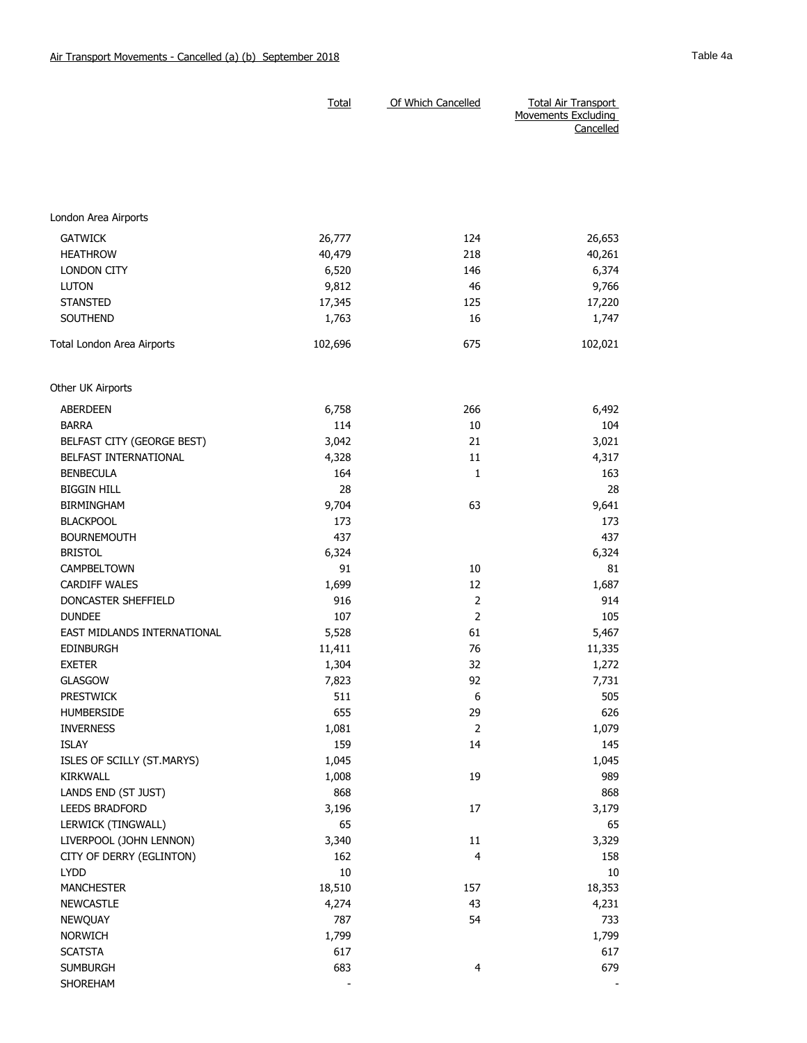Air Transport Movements - Cancelled (a) (b) September 2018

Table 4a

| | Total | Of Which Cancelled | Total Air Transport Movements Excluding Cancelled |
|---|---|---|---|
| **London Area Airports** | | | |
| GATWICK | 26,777 | 124 | 26,653 |
| HEATHROW | 40,479 | 218 | 40,261 |
| LONDON CITY | 6,520 | 146 | 6,374 |
| LUTON | 9,812 | 46 | 9,766 |
| STANSTED | 17,345 | 125 | 17,220 |
| SOUTHEND | 1,763 | 16 | 1,747 |
| Total London Area Airports | 102,696 | 675 | 102,021 |
| **Other UK Airports** | | | |
| ABERDEEN | 6,758 | 266 | 6,492 |
| BARRA | 114 | 10 | 104 |
| BELFAST CITY (GEORGE BEST) | 3,042 | 21 | 3,021 |
| BELFAST INTERNATIONAL | 4,328 | 11 | 4,317 |
| BENBECULA | 164 | 1 | 163 |
| BIGGIN HILL | 28 | | 28 |
| BIRMINGHAM | 9,704 | 63 | 9,641 |
| BLACKPOOL | 173 | | 173 |
| BOURNEMOUTH | 437 | | 437 |
| BRISTOL | 6,324 | | 6,324 |
| CAMPBELTOWN | 91 | 10 | 81 |
| CARDIFF WALES | 1,699 | 12 | 1,687 |
| DONCASTER SHEFFIELD | 916 | 2 | 914 |
| DUNDEE | 107 | 2 | 105 |
| EAST MIDLANDS INTERNATIONAL | 5,528 | 61 | 5,467 |
| EDINBURGH | 11,411 | 76 | 11,335 |
| EXETER | 1,304 | 32 | 1,272 |
| GLASGOW | 7,823 | 92 | 7,731 |
| PRESTWICK | 511 | 6 | 505 |
| HUMBERSIDE | 655 | 29 | 626 |
| INVERNESS | 1,081 | 2 | 1,079 |
| ISLAY | 159 | 14 | 145 |
| ISLES OF SCILLY (ST.MARYS) | 1,045 | | 1,045 |
| KIRKWALL | 1,008 | 19 | 989 |
| LANDS END (ST JUST) | 868 | | 868 |
| LEEDS BRADFORD | 3,196 | 17 | 3,179 |
| LERWICK (TINGWALL) | 65 | | 65 |
| LIVERPOOL (JOHN LENNON) | 3,340 | 11 | 3,329 |
| CITY OF DERRY (EGLINTON) | 162 | 4 | 158 |
| LYDD | 10 | | 10 |
| MANCHESTER | 18,510 | 157 | 18,353 |
| NEWCASTLE | 4,274 | 43 | 4,231 |
| NEWQUAY | 787 | 54 | 733 |
| NORWICH | 1,799 | | 1,799 |
| SCATSTA | 617 | | 617 |
| SUMBURGH | 683 | 4 | 679 |
| SHOREHAM | - | | - |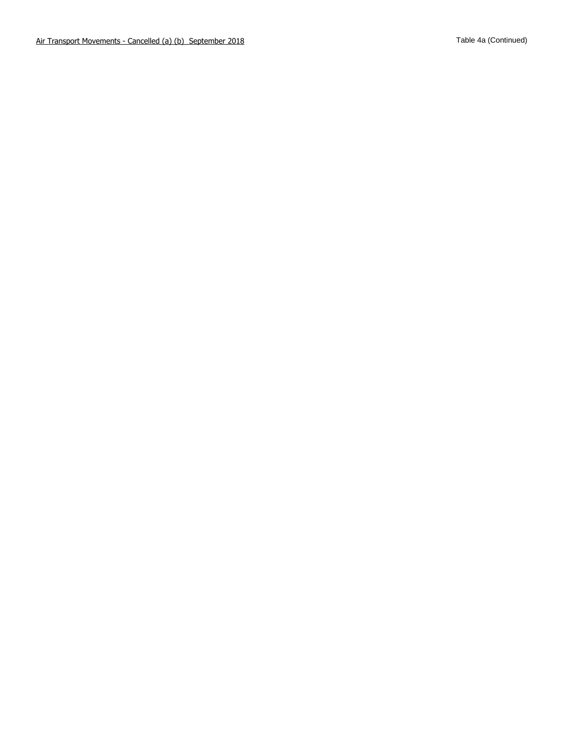Air Transport Movements - Cancelled (a) (b) September 2018

Table 4a (Continued)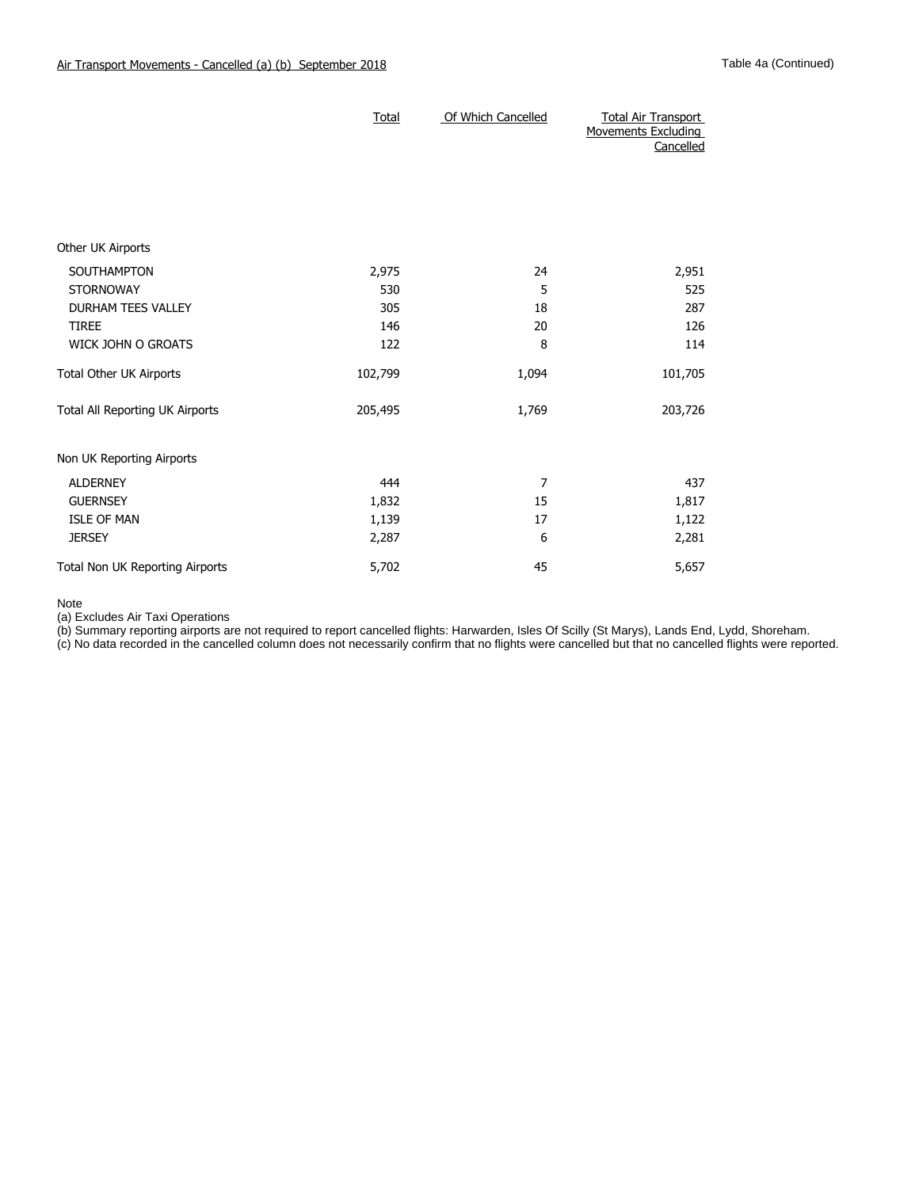Air Transport Movements - Cancelled (a) (b) September 2018

Table 4a (Continued)

| | Total | Of Which Cancelled | Total Air Transport Movements Excluding Cancelled |
|---|---|---|---|
| Other UK Airports | | | |
| SOUTHAMPTON | 2,975 | 24 | 2,951 |
| STORNOWAY | 530 | 5 | 525 |
| DURHAM TEES VALLEY | 305 | 18 | 287 |
| TIREE | 146 | 20 | 126 |
| WICK JOHN O GROATS | 122 | 8 | 114 |
| Total Other UK Airports | 102,799 | 1,094 | 101,705 |
| Total All Reporting UK Airports | 205,495 | 1,769 | 203,726 |
| Non UK Reporting Airports | | | |
| ALDERNEY | 444 | 7 | 437 |
| GUERNSEY | 1,832 | 15 | 1,817 |
| ISLE OF MAN | 1,139 | 17 | 1,122 |
| JERSEY | 2,287 | 6 | 2,281 |
| Total Non UK Reporting Airports | 5,702 | 45 | 5,657 |

Note

(a) Excludes Air Taxi Operations

(b) Summary reporting airports are not required to report cancelled flights: Harwarden, Isles Of Scilly (St Marys), Lands End, Lydd, Shoreham.

(c) No data recorded in the cancelled column does not necessarily confirm that no flights were cancelled but that no cancelled flights were reported.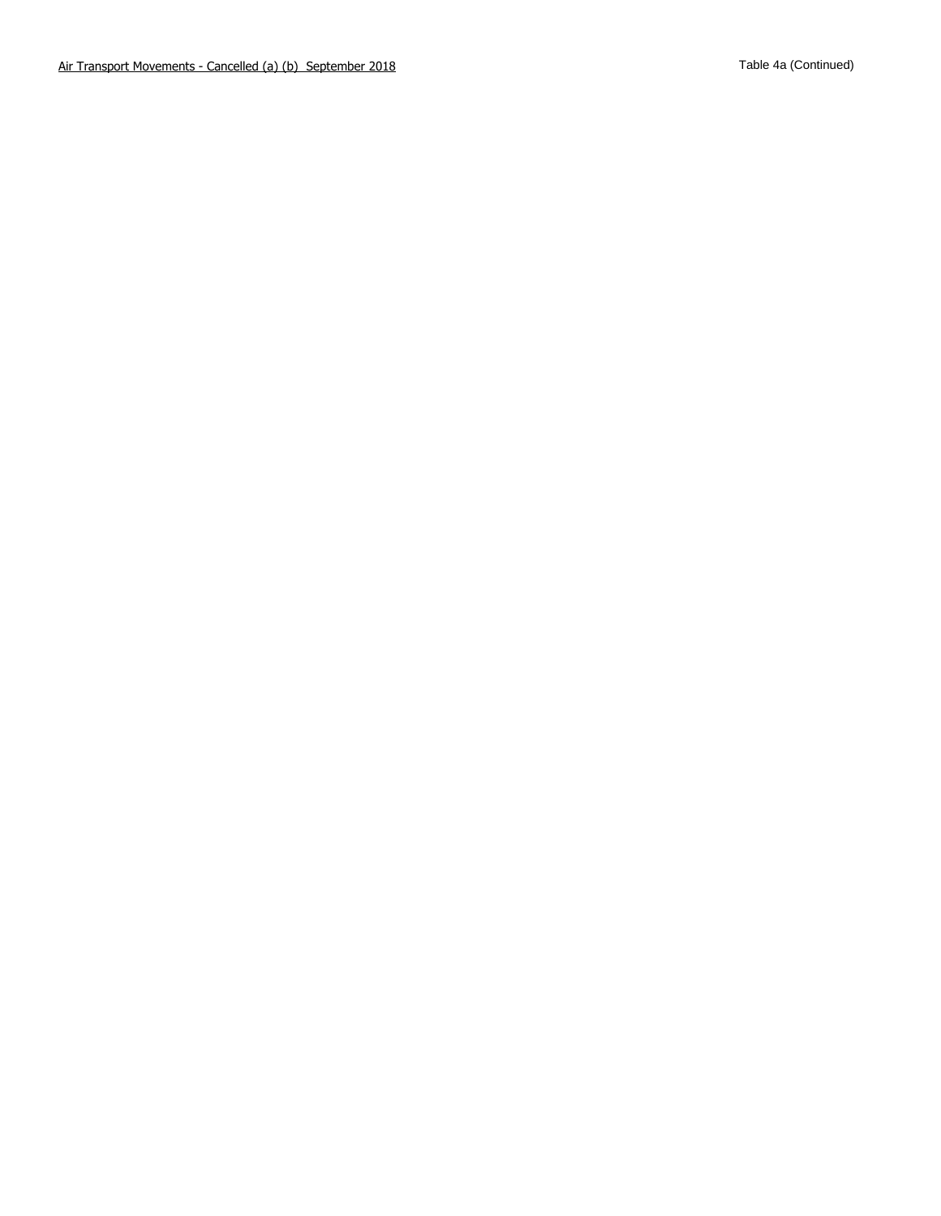Air Transport Movements - Cancelled (a) (b) September 2018

Table 4a (Continued)